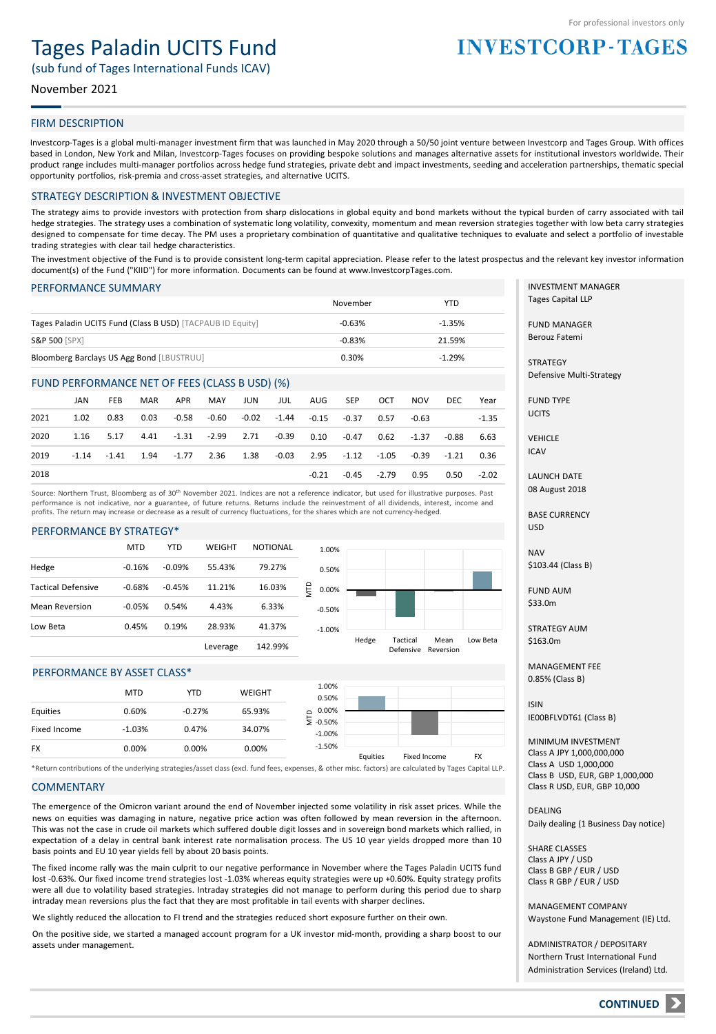For professional investors only

**INVESTCORP-TAGES**

# Tages Paladin UCITS Fund

(sub fund of Tages International Funds ICAV)

November 2021

## FIRM DESCRIPTION

Investcorp-Tages is a global multi-manager investment firm that was launched in May 2020 through a 50/50 joint venture between Investcorp and Tages Group. With offices based in London, New York and Milan, Investcorp-Tages focuses on providing bespoke solutions and manages alternative assets for institutional investors worldwide. Their product range includes multi-manager portfolios across hedge fund strategies, private debt and impact investments, seeding and acceleration partnerships, thematic special opportunity portfolios, risk-premia and cross-asset strategies, and alternative UCITS.

## STRATEGY DESCRIPTION & INVESTMENT OBJECTIVE

The strategy aims to provide investors with protection from sharp dislocations in global equity and bond markets without the typical burden of carry associated with tail hedge strategies. The strategy uses a combination of systematic long volatility, convexity, momentum and mean reversion strategies together with low beta carry strategies designed to compensate for time decay. The PM uses a proprietary combination of quantitative and qualitative techniques to evaluate and select a portfolio of investable trading strategies with clear tail hedge characteristics.

The investment objective of the Fund is to provide consistent long-term capital appreciation. Please refer to the latest prospectus and the relevant key investor information document(s) of the Fund ("KIID") for more information. Documents can be found at www.InvestcorpTages.com.

## PERFORMANCE SUMMARY

| | November | YTD |
|---|---|---|
| Tages Paladin UCITS Fund (Class B USD) [TACPAUB ID Equity] | -0.63% | -1.35% |
| S&P 500 [SPX] | -0.83% | 21.59% |
| Bloomberg Barclays US Agg Bond [LBUSTRUU] | 0.30% | -1.29% |

## FUND PERFORMANCE NET OF FEES (CLASS B USD) (%)

| | JAN | FEB | MAR | APR | MAY | JUN | JUL | AUG | SEP | OCT | NOV | DEC | Year |
|---|---|---|---|---|---|---|---|---|---|---|---|---|---|
| 2021 | 1.02 | 0.83 | 0.03 | -0.58 | -0.60 | -0.02 | -1.44 | -0.15 | -0.37 | 0.57 | -0.63 | | -1.35 |
| 2020 | 1.16 | 5.17 | 4.41 | -1.31 | -2.99 | 2.71 | -0.39 | 0.10 | -0.47 | 0.62 | -1.37 | -0.88 | 6.63 |
| 2019 | -1.14 | -1.41 | 1.94 | -1.77 | 2.36 | 1.38 | -0.03 | 2.95 | -1.12 | -1.05 | -0.39 | -1.21 | 0.36 |
| 2018 | | | | | | | | -0.21 | -0.45 | -2.79 | 0.95 | 0.50 | -2.02 |

Source: Northern Trust, Bloomberg as of 30th November 2021. Indices are not a reference indicator, but used for illustrative purposes. Past performance is not indicative, nor a guarantee, of future returns. Returns include the reinvestment of all dividends, interest, income and profits. The return may increase or decrease as a result of currency fluctuations, for the shares which are not currency-hedged.

## PERFORMANCE BY STRATEGY*

| | MTD | YTD | WEIGHT | NOTIONAL |
|---|---|---|---|---|
| Hedge | -0.16% | -0.09% | 55.43% | 79.27% |
| Tactical Defensive | -0.68% | -0.45% | 11.21% | 16.03% |
| Mean Reversion | -0.05% | 0.54% | 4.43% | 6.33% |
| Low Beta | 0.45% | 0.19% | 28.93% | 41.37% |
| | | | Leverage | 142.99% |

## PERFORMANCE BY ASSET CLASS*

| | MTD | YTD | WEIGHT |
|---|---|---|---|
| Equities | 0.60% | -0.27% | 65.93% |
| Fixed Income | -1.03% | 0.47% | 34.07% |
| FX | 0.00% | 0.00% | 0.00% |

*Return contributions of the underlying strategies/asset class (excl. fund fees, expenses, & other misc. factors) are calculated by Tages Capital LLP.

## COMMENTARY

The emergence of the Omicron variant around the end of November injected some volatility in risk asset prices. While the news on equities was damaging in nature, negative price action was often followed by mean reversion in the afternoon. This was not the case in crude oil markets which suffered double digit losses and in sovereign bond markets which rallied, in expectation of a delay in central bank interest rate normalisation process. The US 10 year yields dropped more than 10 basis points and EU 10 year yields fell by about 20 basis points.

The fixed income rally was the main culprit to our negative performance in November where the Tages Paladin UCITS fund lost -0.63%. Our fixed income trend strategies lost -1.03% whereas equity strategies were up +0.60%. Equity strategy profits were all due to volatility based strategies. Intraday strategies did not manage to perform during this period due to sharp intraday mean reversions plus the fact that they are most profitable in tail events with sharper declines.

We slightly reduced the allocation to FI trend and the strategies reduced short exposure further on their own.

On the positive side, we started a managed account program for a UK investor mid-month, providing a sharp boost to our assets under management.

---

**INVESTMENT MANAGER**
Tages Capital LLP

**FUND MANAGER**
Berouz Fatemi

**STRATEGY**
Defensive Multi-Strategy

**FUND TYPE**
UCITS

**VEHICLE**
ICAV

**LAUNCH DATE**
08 August 2018

**BASE CURRENCY**
USD

**NAV**
$103.44 (Class B)

**FUND AUM**
$33.0m

**STRATEGY AUM**
$163.0m

**MANAGEMENT FEE**
0.85% (Class B)

**ISIN**
IE00BFLVDT61 (Class B)

**MINIMUM INVESTMENT**
Class A JPY 1,000,000,000
Class A USD 1,000,000
Class B USD, EUR, GBP 1,000,000
Class R USD, EUR, GBP 10,000

**DEALING**
Daily dealing (1 Business Day notice)

**SHARE CLASSES**
Class A JPY / USD
Class B GBP / EUR / USD
Class R GBP / EUR / USD

**MANAGEMENT COMPANY**
Waystone Fund Management (IE) Ltd.

**ADMINISTRATOR / DEPOSITARY**
Northern Trust International Fund Administration Services (Ireland) Ltd.

**CONTINUED**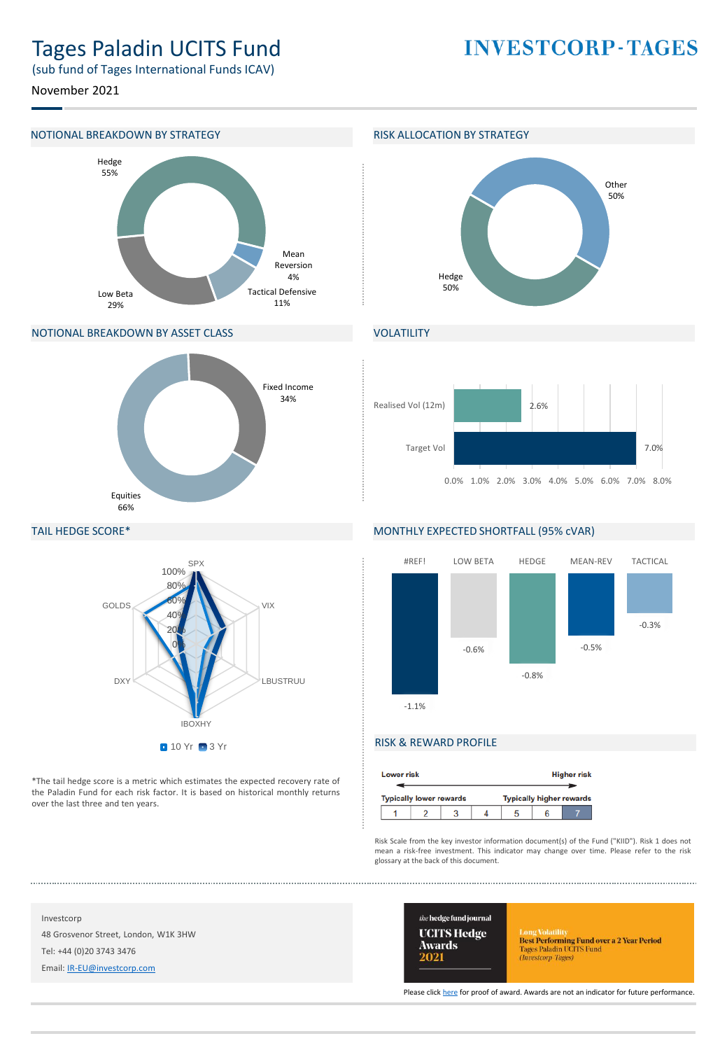# Tages Paladin UCITS Fund

(sub fund of Tages International Funds ICAV)

November 2021

INVESTCORP-TAGES

## NOTIONAL BREAKDOWN BY STRATEGY

| Strategy | % |
|---|---|
| Hedge | 55% |
| Low Beta | 29% |
| Tactical Defensive | 11% |
| Mean Reversion | 4% |

## RISK ALLOCATION BY STRATEGY

| Strategy | % |
|---|---|
| Other | 50% |
| Hedge | 50% |

## NOTIONAL BREAKDOWN BY ASSET CLASS

| Asset Class | % |
|---|---|
| Fixed Income | 34% |
| Equities | 66% |

## VOLATILITY

| | % |
|---|---|
| Realised Vol (12m) | 2.6% |
| Target Vol | 7.0% |

## TAIL HEDGE SCORE*

Risk factors: SPX, VIX, LBUSTRUU, IBOXHY, DXY, GOLDS (scale 0%–100%); series: 10 Yr, 3 Yr

*The tail hedge score is a metric which estimates the expected recovery rate of the Paladin Fund for each risk factor. It is based on historical monthly returns over the last three and ten years.

## MONTHLY EXPECTED SHORTFALL (95% cVAR)

| #REF! | LOW BETA | HEDGE | MEAN-REV | TACTICAL |
|---|---|---|---|---|
| -1.1% | -0.6% | -0.8% | -0.5% | -0.3% |

## RISK & REWARD PROFILE

Lower risk — Higher risk

Typically lower rewards — Typically higher rewards

| 1 | 2 | 3 | 4 | 5 | 6 | **7** |
|---|---|---|---|---|---|---|

Risk Scale from the key investor information document(s) of the Fund ("KIID"). Risk 1 does not mean a risk-free investment. This indicator may change over time. Please refer to the glossary at the back of this document.

Investcorp

48 Grosvenor Street, London, W1K 3HW

Tel: +44 (0)20 3743 3476

Email: IR-EU@investcorp.com

the hedge fund journal UCITS Hedge Awards 2021 — Long Volatility: Best Performing Fund over a 2 Year Period, Tages Paladin UCITS Fund (Investcorp-Tages)

Please click here for proof of award. Awards are not an indicator for future performance.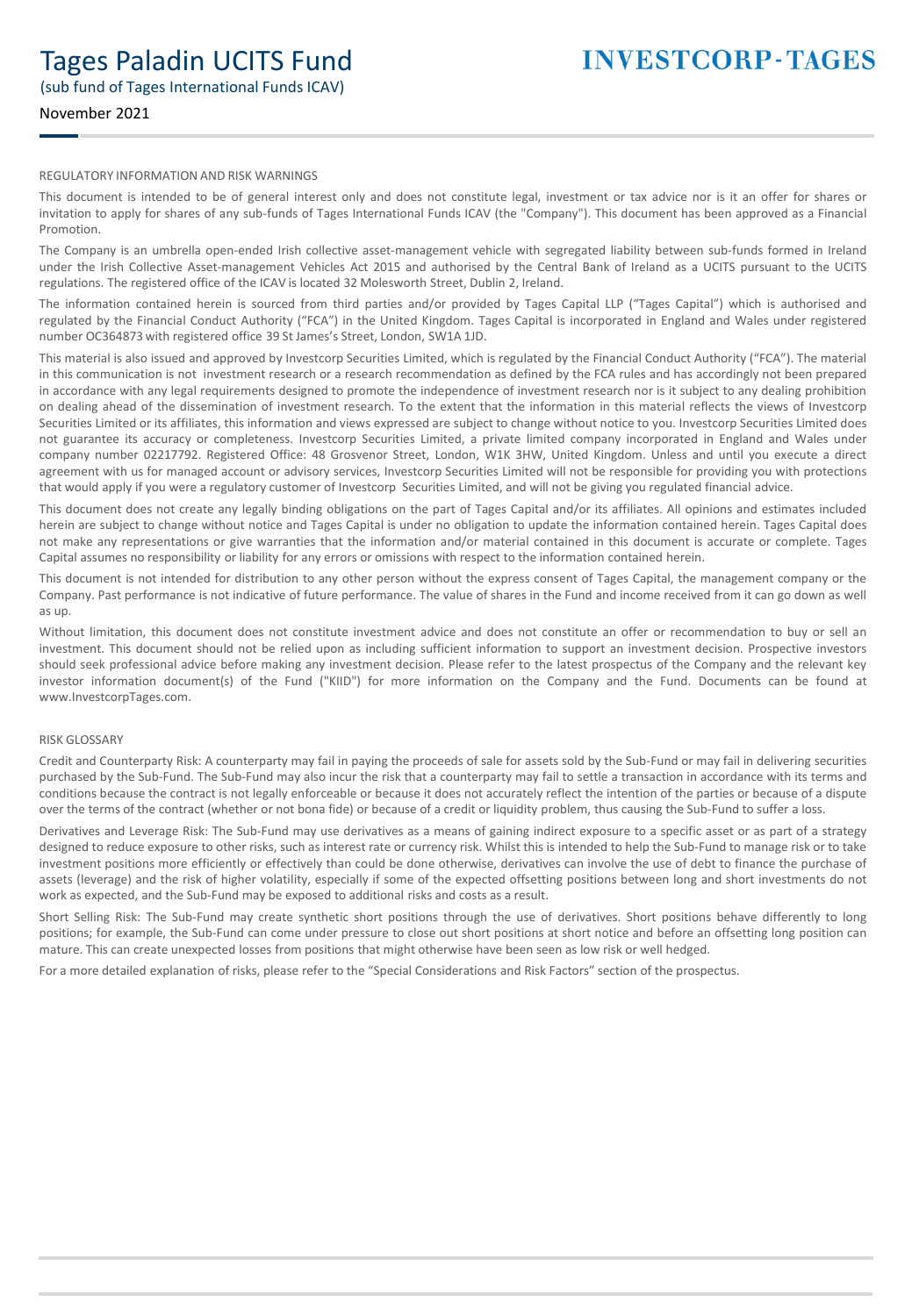REGULATORY INFORMATION AND RISK WARNINGS

This document is intended to be of general interest only and does not constitute legal, investment or tax advice nor is it an offer for shares or invitation to apply for shares of any sub-funds of Tages International Funds ICAV (the "Company"). This document has been approved as a Financial Promotion.

The Company is an umbrella open-ended Irish collective asset-management vehicle with segregated liability between sub-funds formed in Ireland under the Irish Collective Asset-management Vehicles Act 2015 and authorised by the Central Bank of Ireland as a UCITS pursuant to the UCITS regulations. The registered office of the ICAV is located 32 Molesworth Street, Dublin 2, Ireland.

The information contained herein is sourced from third parties and/or provided by Tages Capital LLP ("Tages Capital") which is authorised and regulated by the Financial Conduct Authority ("FCA") in the United Kingdom. Tages Capital is incorporated in England and Wales under registered number OC364873 with registered office 39 St James's Street, London, SW1A 1JD.

This material is also issued and approved by Investcorp Securities Limited, which is regulated by the Financial Conduct Authority ("FCA"). The material in this communication is not investment research or a research recommendation as defined by the FCA rules and has accordingly not been prepared in accordance with any legal requirements designed to promote the independence of investment research nor is it subject to any dealing prohibition on dealing ahead of the dissemination of investment research. To the extent that the information in this material reflects the views of Investcorp Securities Limited or its affiliates, this information and views expressed are subject to change without notice to you. Investcorp Securities Limited does not guarantee its accuracy or completeness. Investcorp Securities Limited, a private limited company incorporated in England and Wales under company number 02217792. Registered Office: 48 Grosvenor Street, London, W1K 3HW, United Kingdom. Unless and until you execute a direct agreement with us for managed account or advisory services, Investcorp Securities Limited will not be responsible for providing you with protections that would apply if you were a regulatory customer of Investcorp Securities Limited, and will not be giving you regulated financial advice.

This document does not create any legally binding obligations on the part of Tages Capital and/or its affiliates. All opinions and estimates included herein are subject to change without notice and Tages Capital is under no obligation to update the information contained herein. Tages Capital does not make any representations or give warranties that the information and/or material contained in this document is accurate or complete. Tages Capital assumes no responsibility or liability for any errors or omissions with respect to the information contained herein.

This document is not intended for distribution to any other person without the express consent of Tages Capital, the management company or the Company. Past performance is not indicative of future performance. The value of shares in the Fund and income received from it can go down as well as up.

Without limitation, this document does not constitute investment advice and does not constitute an offer or recommendation to buy or sell an investment. This document should not be relied upon as including sufficient information to support an investment decision. Prospective investors should seek professional advice before making any investment decision. Please refer to the latest prospectus of the Company and the relevant key investor information document(s) of the Fund ("KIID") for more information on the Company and the Fund. Documents can be found at www.InvestcorpTages.com.

RISK GLOSSARY

Credit and Counterparty Risk: A counterparty may fail in paying the proceeds of sale for assets sold by the Sub-Fund or may fail in delivering securities purchased by the Sub-Fund. The Sub-Fund may also incur the risk that a counterparty may fail to settle a transaction in accordance with its terms and conditions because the contract is not legally enforceable or because it does not accurately reflect the intention of the parties or because of a dispute over the terms of the contract (whether or not bona fide) or because of a credit or liquidity problem, thus causing the Sub-Fund to suffer a loss.

Derivatives and Leverage Risk: The Sub-Fund may use derivatives as a means of gaining indirect exposure to a specific asset or as part of a strategy designed to reduce exposure to other risks, such as interest rate or currency risk. Whilst this is intended to help the Sub-Fund to manage risk or to take investment positions more efficiently or effectively than could be done otherwise, derivatives can involve the use of debt to finance the purchase of assets (leverage) and the risk of higher volatility, especially if some of the expected offsetting positions between long and short investments do not work as expected, and the Sub-Fund may be exposed to additional risks and costs as a result.

Short Selling Risk: The Sub-Fund may create synthetic short positions through the use of derivatives. Short positions behave differently to long positions; for example, the Sub-Fund can come under pressure to close out short positions at short notice and before an offsetting long position can mature. This can create unexpected losses from positions that might otherwise have been seen as low risk or well hedged.

For a more detailed explanation of risks, please refer to the "Special Considerations and Risk Factors" section of the prospectus.